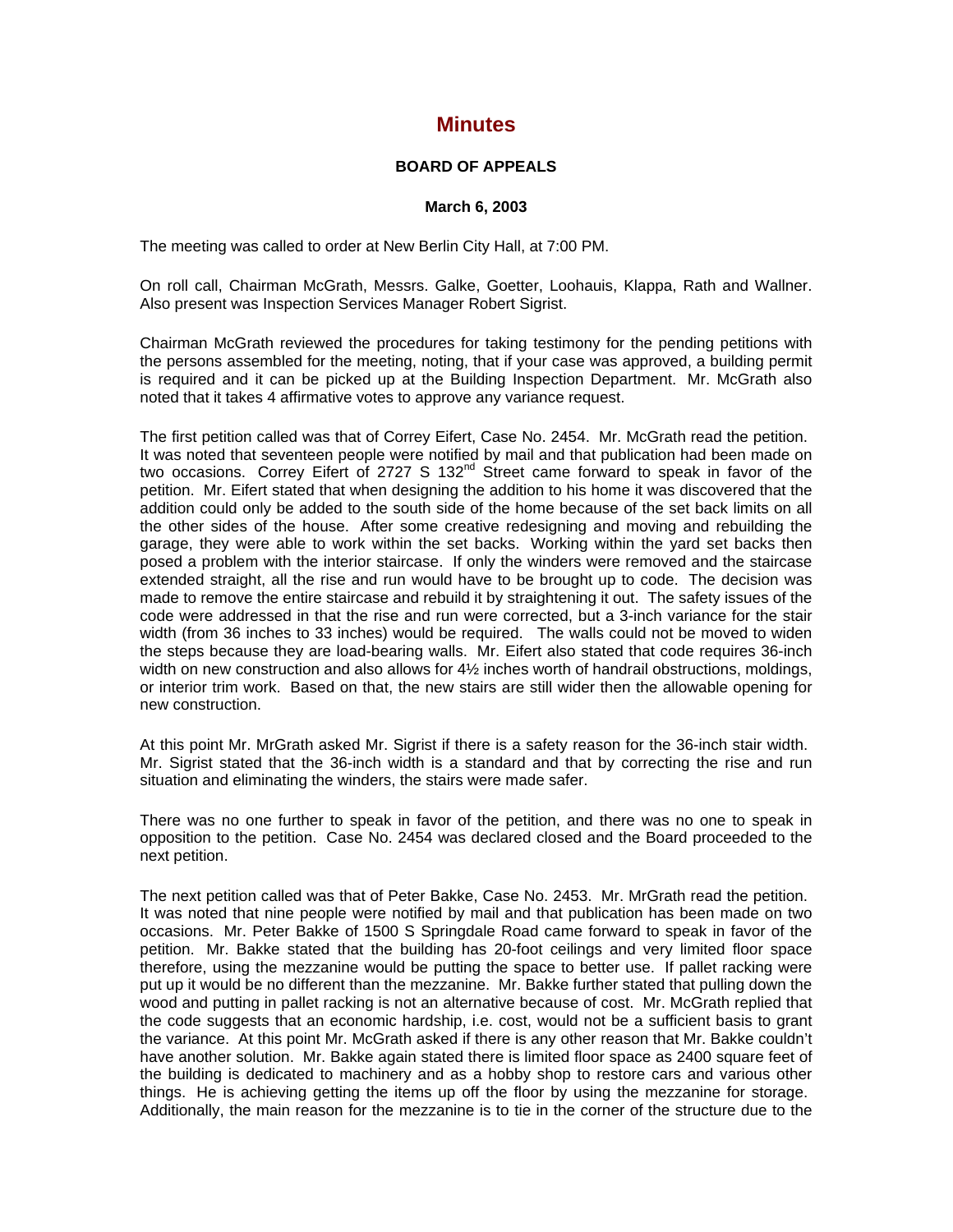# Minutes

**BOARD OF APPEALS**

**March 6, 2003**

The meeting was called to order at New Berlin City Hall, at 7:00 PM.

On roll call, Chairman McGrath, Messrs. Galke, Goetter, Loohauis, Klappa, Rath and Wallner. Also present was Inspection Services Manager Robert Sigrist.

Chairman McGrath reviewed the procedures for taking testimony for the pending petitions with the persons assembled for the meeting, noting, that if your case was approved, a building permit is required and it can be picked up at the Building Inspection Department. Mr. McGrath also noted that it takes 4 affirmative votes to approve any variance request.

The first petition called was that of Correy Eifert, Case No. 2454. Mr. McGrath read the petition. It was noted that seventeen people were notified by mail and that publication had been made on two occasions. Correy Eifert of 2727 S 132nd Street came forward to speak in favor of the petition. Mr. Eifert stated that when designing the addition to his home it was discovered that the addition could only be added to the south side of the home because of the set back limits on all the other sides of the house. After some creative redesigning and moving and rebuilding the garage, they were able to work within the set backs. Working within the yard set backs then posed a problem with the interior staircase. If only the winders were removed and the staircase extended straight, all the rise and run would have to be brought up to code. The decision was made to remove the entire staircase and rebuild it by straightening it out. The safety issues of the code were addressed in that the rise and run were corrected, but a 3-inch variance for the stair width (from 36 inches to 33 inches) would be required. The walls could not be moved to widen the steps because they are load-bearing walls. Mr. Eifert also stated that code requires 36-inch width on new construction and also allows for 4½ inches worth of handrail obstructions, moldings, or interior trim work. Based on that, the new stairs are still wider then the allowable opening for new construction.

At this point Mr. MrGrath asked Mr. Sigrist if there is a safety reason for the 36-inch stair width. Mr. Sigrist stated that the 36-inch width is a standard and that by correcting the rise and run situation and eliminating the winders, the stairs were made safer.

There was no one further to speak in favor of the petition, and there was no one to speak in opposition to the petition. Case No. 2454 was declared closed and the Board proceeded to the next petition.

The next petition called was that of Peter Bakke, Case No. 2453. Mr. MrGrath read the petition. It was noted that nine people were notified by mail and that publication has been made on two occasions. Mr. Peter Bakke of 1500 S Springdale Road came forward to speak in favor of the petition. Mr. Bakke stated that the building has 20-foot ceilings and very limited floor space therefore, using the mezzanine would be putting the space to better use. If pallet racking were put up it would be no different than the mezzanine. Mr. Bakke further stated that pulling down the wood and putting in pallet racking is not an alternative because of cost. Mr. McGrath replied that the code suggests that an economic hardship, i.e. cost, would not be a sufficient basis to grant the variance. At this point Mr. McGrath asked if there is any other reason that Mr. Bakke couldn't have another solution. Mr. Bakke again stated there is limited floor space as 2400 square feet of the building is dedicated to machinery and as a hobby shop to restore cars and various other things. He is achieving getting the items up off the floor by using the mezzanine for storage. Additionally, the main reason for the mezzanine is to tie in the corner of the structure due to the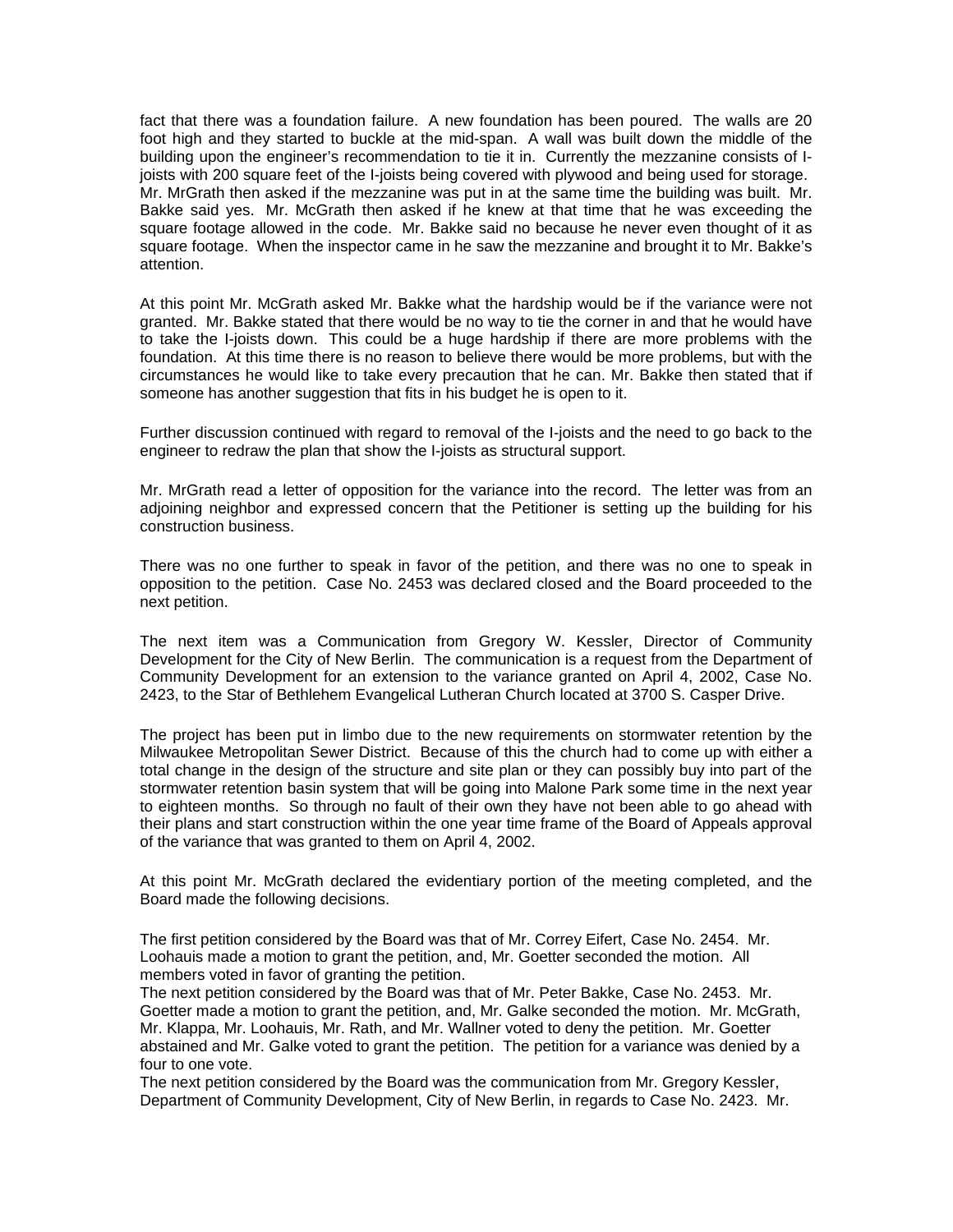fact that there was a foundation failure. A new foundation has been poured. The walls are 20 foot high and they started to buckle at the mid-span. A wall was built down the middle of the building upon the engineer's recommendation to tie it in. Currently the mezzanine consists of I-joists with 200 square feet of the I-joists being covered with plywood and being used for storage. Mr. MrGrath then asked if the mezzanine was put in at the same time the building was built. Mr. Bakke said yes. Mr. McGrath then asked if he knew at that time that he was exceeding the square footage allowed in the code. Mr. Bakke said no because he never even thought of it as square footage. When the inspector came in he saw the mezzanine and brought it to Mr. Bakke's attention.

At this point Mr. McGrath asked Mr. Bakke what the hardship would be if the variance were not granted. Mr. Bakke stated that there would be no way to tie the corner in and that he would have to take the I-joists down. This could be a huge hardship if there are more problems with the foundation. At this time there is no reason to believe there would be more problems, but with the circumstances he would like to take every precaution that he can. Mr. Bakke then stated that if someone has another suggestion that fits in his budget he is open to it.

Further discussion continued with regard to removal of the I-joists and the need to go back to the engineer to redraw the plan that show the I-joists as structural support.

Mr. MrGrath read a letter of opposition for the variance into the record. The letter was from an adjoining neighbor and expressed concern that the Petitioner is setting up the building for his construction business.

There was no one further to speak in favor of the petition, and there was no one to speak in opposition to the petition. Case No. 2453 was declared closed and the Board proceeded to the next petition.

The next item was a Communication from Gregory W. Kessler, Director of Community Development for the City of New Berlin. The communication is a request from the Department of Community Development for an extension to the variance granted on April 4, 2002, Case No. 2423, to the Star of Bethlehem Evangelical Lutheran Church located at 3700 S. Casper Drive.

The project has been put in limbo due to the new requirements on stormwater retention by the Milwaukee Metropolitan Sewer District. Because of this the church had to come up with either a total change in the design of the structure and site plan or they can possibly buy into part of the stormwater retention basin system that will be going into Malone Park some time in the next year to eighteen months. So through no fault of their own they have not been able to go ahead with their plans and start construction within the one year time frame of the Board of Appeals approval of the variance that was granted to them on April 4, 2002.

At this point Mr. McGrath declared the evidentiary portion of the meeting completed, and the Board made the following decisions.

The first petition considered by the Board was that of Mr. Correy Eifert, Case No. 2454. Mr. Loohauis made a motion to grant the petition, and, Mr. Goetter seconded the motion. All members voted in favor of granting the petition.
The next petition considered by the Board was that of Mr. Peter Bakke, Case No. 2453. Mr. Goetter made a motion to grant the petition, and, Mr. Galke seconded the motion. Mr. McGrath, Mr. Klappa, Mr. Loohauis, Mr. Rath, and Mr. Wallner voted to deny the petition. Mr. Goetter abstained and Mr. Galke voted to grant the petition. The petition for a variance was denied by a four to one vote.
The next petition considered by the Board was the communication from Mr. Gregory Kessler, Department of Community Development, City of New Berlin, in regards to Case No. 2423. Mr.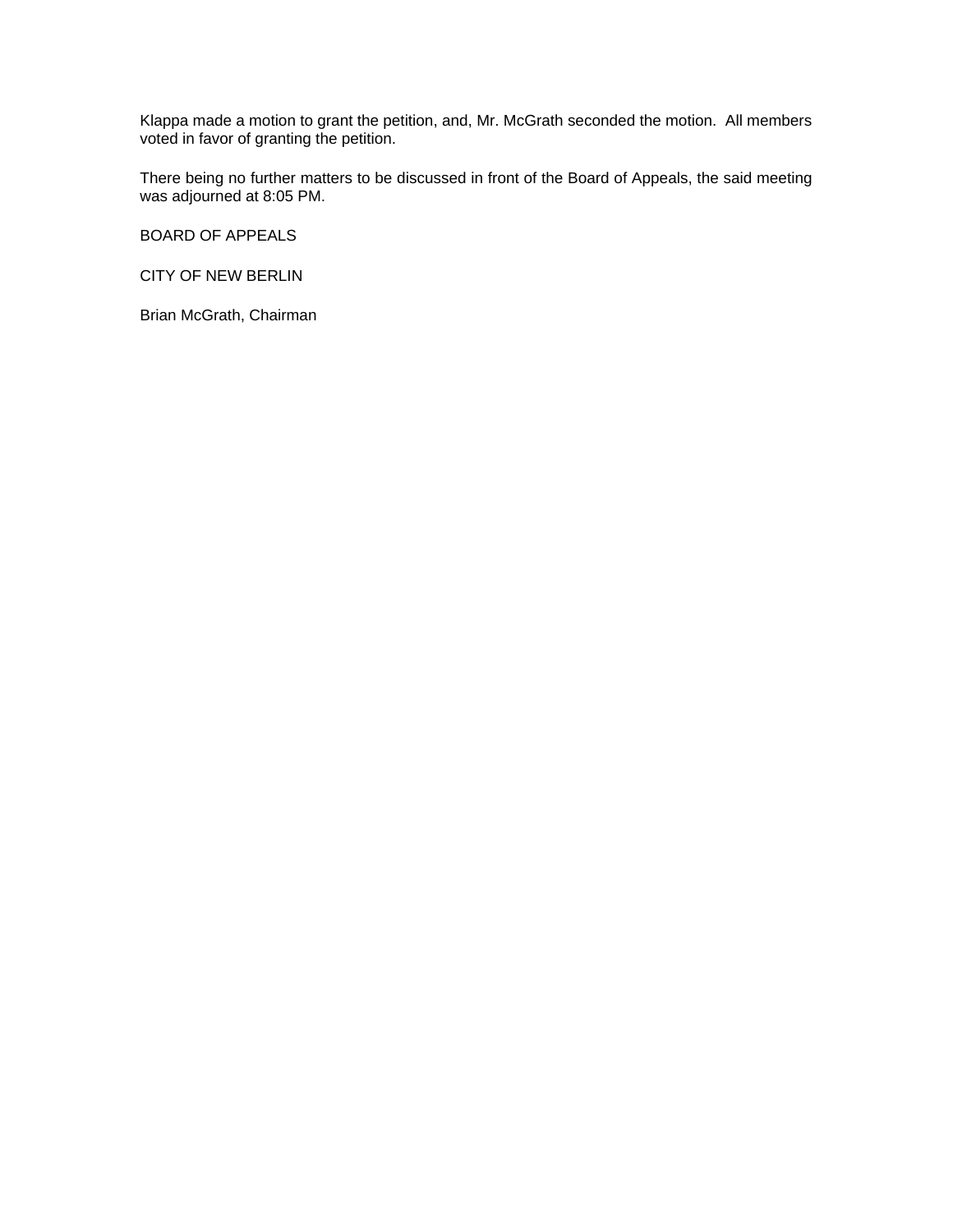Klappa made a motion to grant the petition, and, Mr. McGrath seconded the motion. All members voted in favor of granting the petition.

There being no further matters to be discussed in front of the Board of Appeals, the said meeting was adjourned at 8:05 PM.

BOARD OF APPEALS

CITY OF NEW BERLIN

Brian McGrath, Chairman